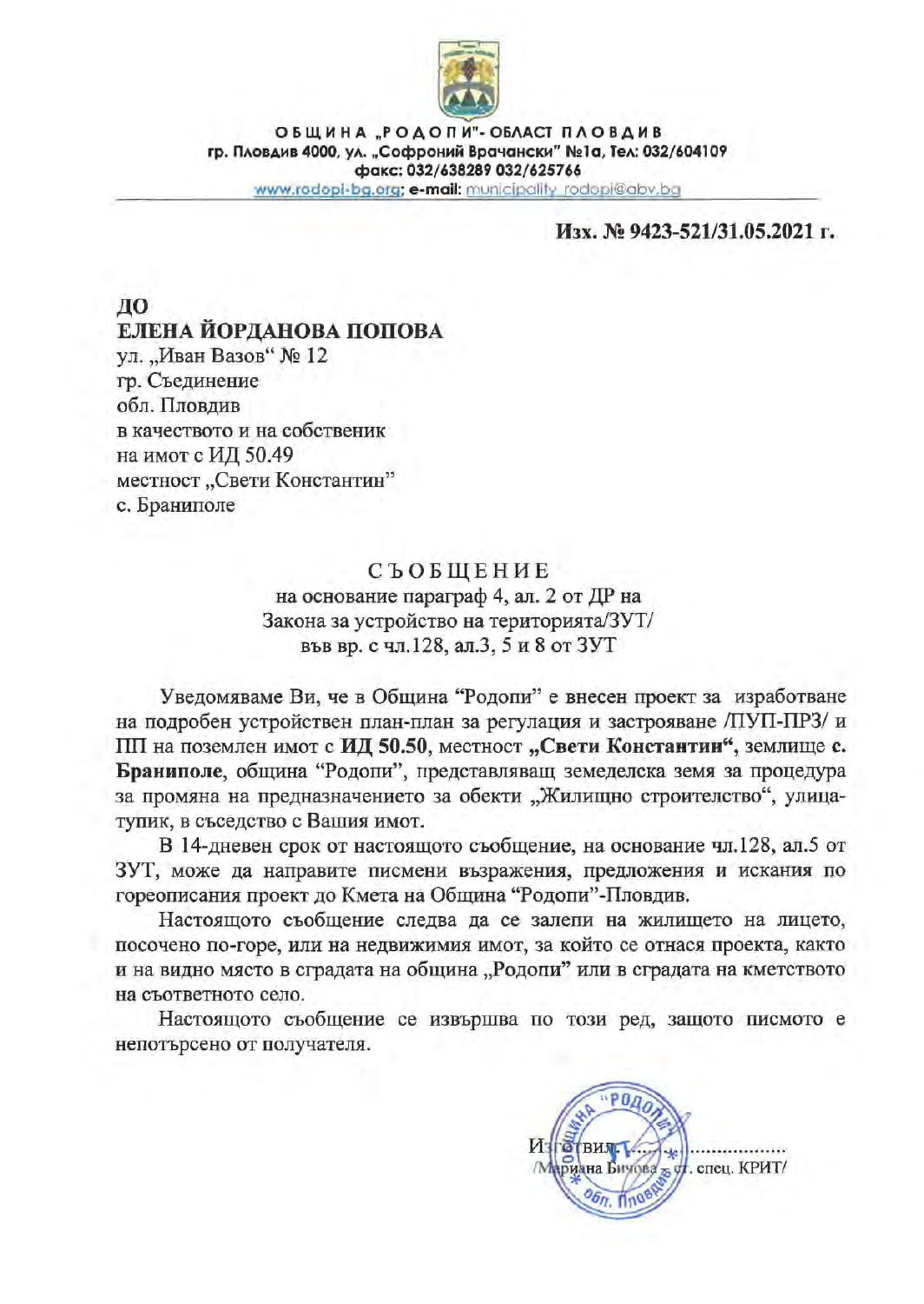**ОБЩИНА „РОДОПИ"- ОБЛАСТ ПЛОВДИВ**
**гр. Пловдив 4000, ул. „Софроний Врачански" №1а, Тел: 032/604109**
**факс: 032/638289 032/625766**
www.rodopi-bg.org; **e-mail:** municipality_rodopi@abv.bg

**Изх. № 9423-521/31.05.2021 г.**

**ДО**
**ЕЛЕНА ЙОРДАНОВА ПОПОВА**
ул. „Иван Вазов" № 12
гр. Съединение
обл. Пловдив
в качеството и на собственик
на имот с ИД 50.49
местност „Свети Константин"
с. Браниполе

## СЪОБЩЕНИЕ

на основание параграф 4, ал. 2 от ДР на
Закона за устройство на територията/ЗУТ/
във вр. с чл.128, ал.3, 5 и 8 от ЗУТ

Уведомяваме Ви, че в Община "Родопи" е внесен проект за изработване на подробен устройствен план-план за регулация и застрояване /ПУП-ПРЗ/ и ПП на поземлен имот с **ИД 50.50**, местност **„Свети Константин"**, землище **с. Браниполе**, община "Родопи", представляващ земеделска земя за процедура за промяна на предназначението за обекти „Жилищно строителство", улица-тупик, в съседство с Вашия имот.

**В 14-дневен срок от настоящото съобщение, на основание чл.128, ал.5 от ЗУТ, може да направите писмени възражения, предложения и искания по гореописания проект до Кмета на Община "Родопи"-Пловдив.**

**Настоящото съобщение следва да се залепи на жилището на лицето, посочено по-горе, или на недвижимия имот, за който се отнася проекта, както и на видно място в сградата на община „Родопи" или в сградата на кметството на съответното село.**

**Настоящото съобщение се извършва по този ред, защото писмото е непотърсено от получателя.**

Изготвил: .................
/Мариана Бичова, ст. спец. КРИТ/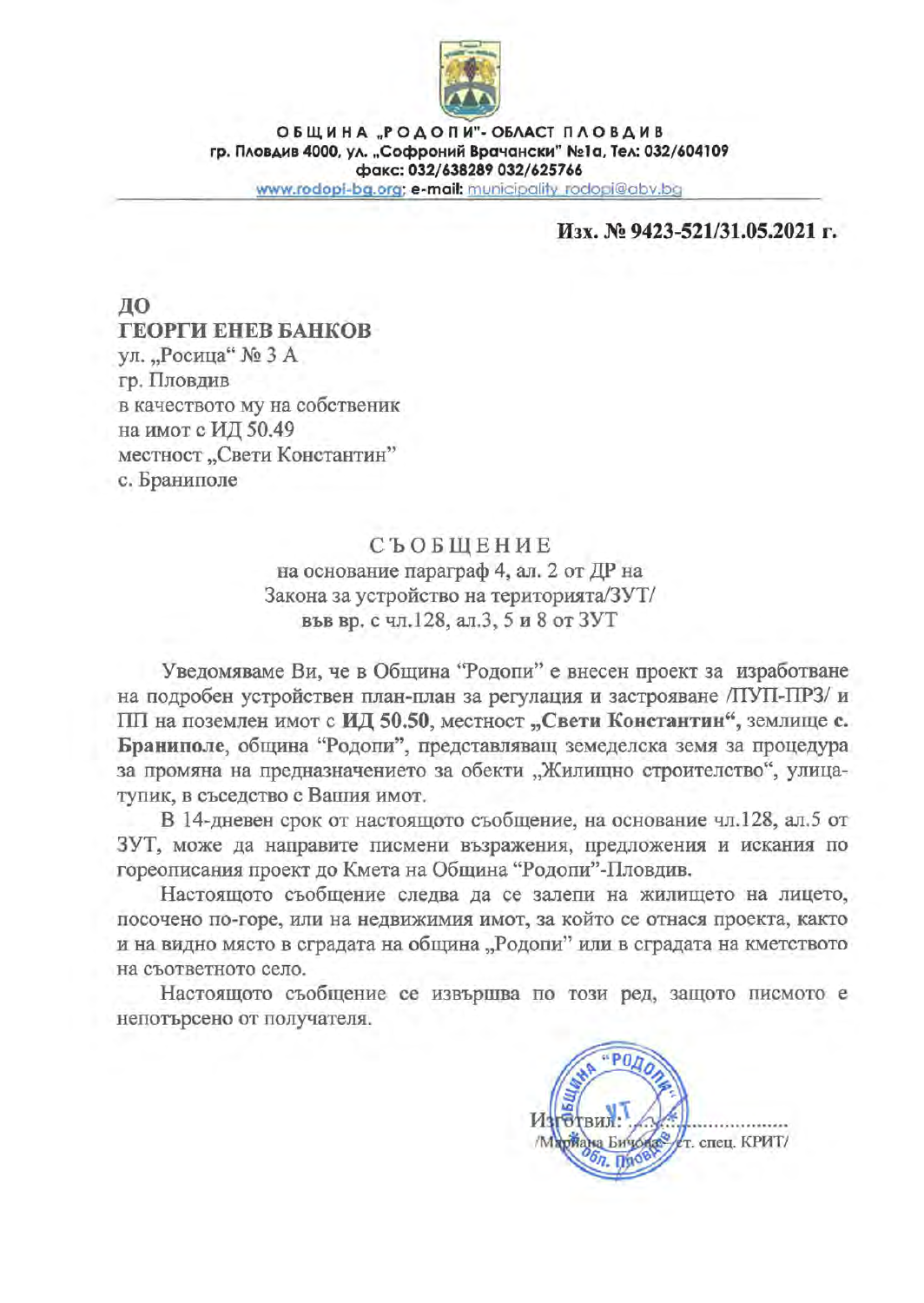**ОБЩИНА „РОДОПИ"- ОБЛАСТ ПЛОВДИВ**
**гр. Пловдив 4000, ул. „Софроний Врачански" №1а, Тел: 032/604109**
**факс: 032/638289 032/625766**
www.rodopi-bg.org; **e-mail:** municipality_rodopi@abv.bg

**Изх. № 9423-521/31.05.2021 г.**

**ДО**
**ГЕОРГИ ЕНЕВ БАНКОВ**
ул. „Росица" № 3 А
гр. Пловдив
в качеството му на собственик
на имот с ИД 50.49
местност „Свети Константин"
с. Браниполе

# СЪОБЩЕНИЕ

на основание параграф 4, ал. 2 от ДР на
Закона за устройство на територията/ЗУТ/
**във вр.** с чл.128, ал.3, 5 и 8 от ЗУТ

Уведомяваме Ви, че в Община "Родопи" е внесен проект за изработване на подробен устройствен план-план за регулация и застрояване /ПУП-ПРЗ/ и ПП на поземлен имот с **ИД 50.50**, местност **„Свети Константин"**, землище **с. Браниполе**, община "Родопи", представляващ земеделска земя за процедура за промяна на предназначението за обекти „Жилищно строителство", улица-тупик, в съседство с Вашия имот.

В 14-дневен срок от настоящото съобщение, на основание чл.128, ал.5 от ЗУТ, може да направите писмени възражения, предложения и искания по гореописания проект до Кмета на Община "Родопи"-Пловдив.

Настоящото съобщение следва да се залепи на жилището на лицето, посочено по-горе, или на недвижимия имот, за който се отнася проекта, както и на видно място в сградата на община „Родопи" или в сградата на кметството на съответното село.

Настоящото съобщение се извършва по този ред, защото писмото е непотърсено от получателя.

Изготвил: ....................
/Мариана Бичова, гл. спец. КРИТ/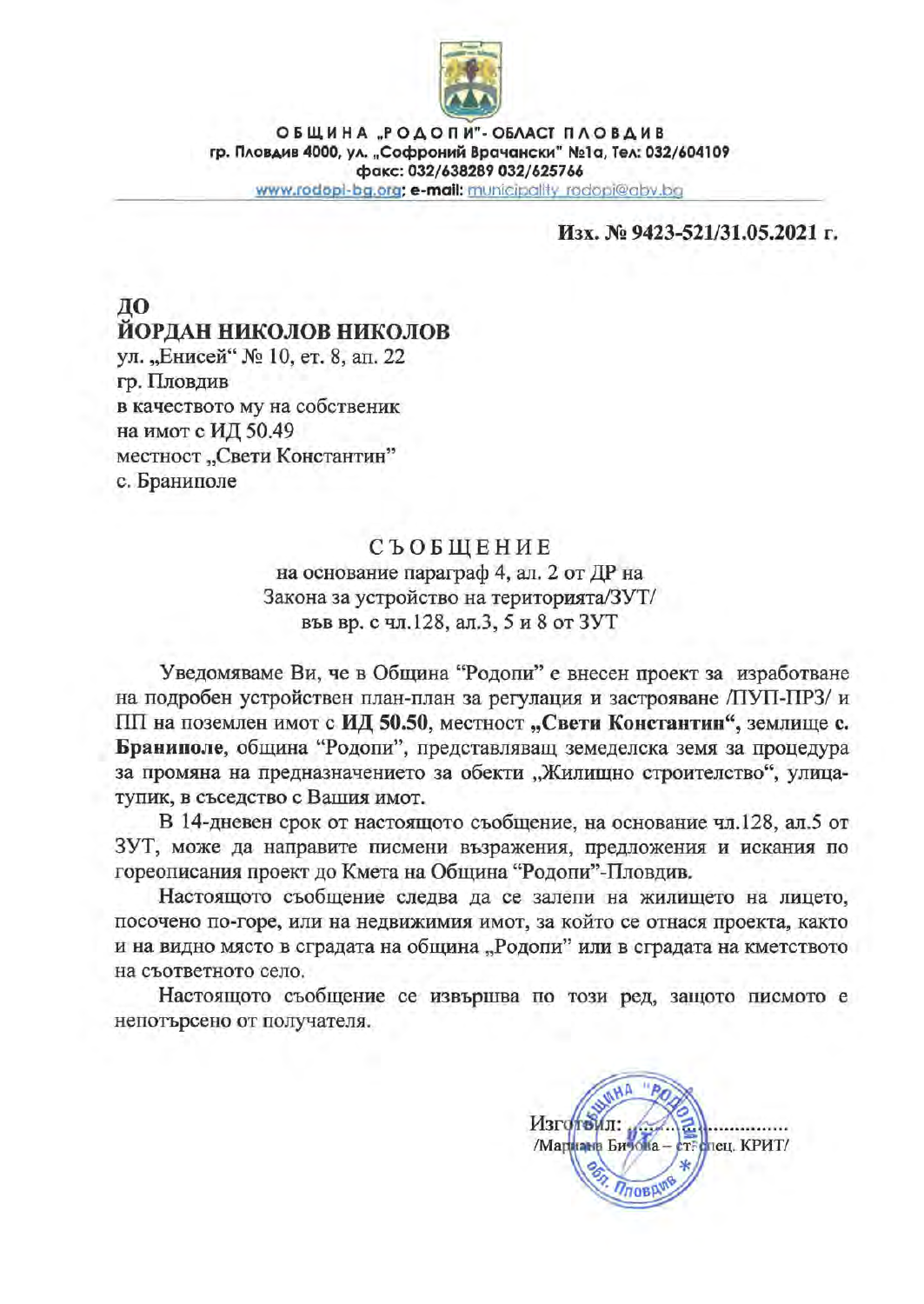**ОБЩИНА „РОДОПИ"- ОБЛАСТ ПЛОВДИВ**
гр. Пловдив 4000, ул. „Софроний Врачански" №1а, Тел: 032/604109
факс: 032/638289 032/625766
www.rodopi-bg.org; e-mail: municipality_rodopi@abv.bg

**Изх. № 9423-521/31.05.2021 г.**

**ДО**
**ЙОРДАН НИКОЛОВ НИКОЛОВ**
ул. „Енисей" № 10, ет. 8, ап. 22
гр. Пловдив
в качеството му на собственик
на имот с ИД 50.49
местност „Свети Константин"
с. Браниполе

## СЪОБЩЕНИЕ

на основание параграф 4, ал. 2 от ДР на
Закона за устройство на територията/ЗУТ/
във вр. с чл.128, ал.3, 5 и 8 от ЗУТ

Уведомяваме Ви, че в Община "Родопи" е внесен проект за изработване на подробен устройствен план-план за регулация и застрояване /ПУП-ПРЗ/ и ПП на поземлен имот с **ИД 50.50**, местност **„Свети Константин"**, землище **с. Браниполе**, община "Родопи", представляващ земеделска земя за процедура за промяна на предназначението за обекти „Жилищно строителство", улица-тупик, в съседство с Вашия имот.

В 14-дневен срок от настоящото съобщение, на основание чл.128, ал.5 от ЗУТ, може да направите писмени възражения, предложения и искания по гореописания проект до Кмета на Община "Родопи"-Пловдив.

Настоящото съобщение следва да се залепи на жилището на лицето, посочено по-горе, или на недвижимия имот, за който се отнася проекта, както и на видно място в сградата на община „Родопи" или в сградата на кметството на съответното село.

Настоящото съобщение се извършва по този ред, защото писмото е непотърсено от получателя.

Изготвил: ..............................
/Мариана Бичова – ст. спец. КРИТ/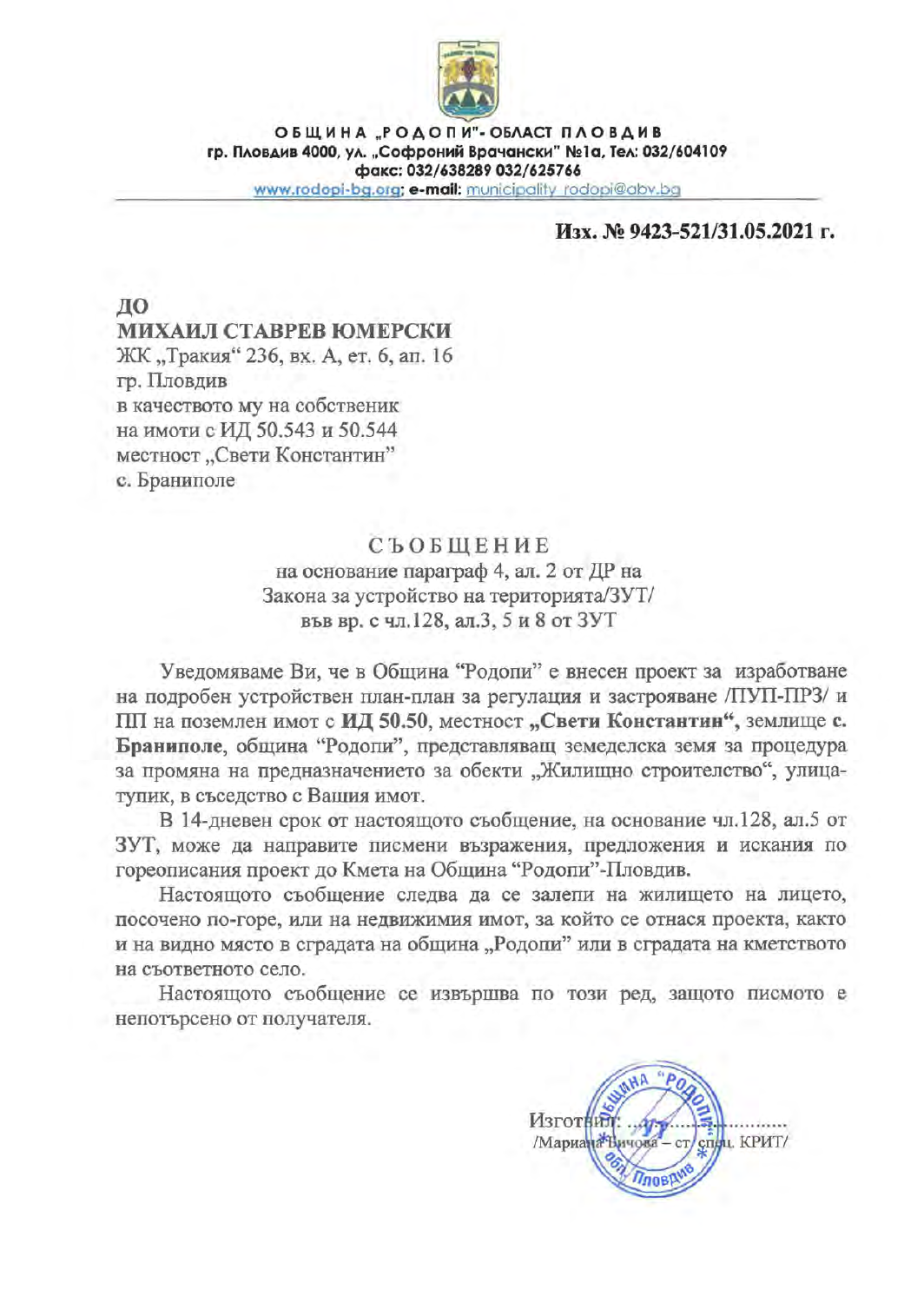**ОБЩИНА „РОДОПИ"- ОБЛАСТ ПЛОВДИВ**
**гр. Пловдив 4000, ул. „Софроний Врачански" №1а, Тел: 032/604109**
**факс: 032/638289 032/625766**
**www.rodopi-bg.org; e-mail: municipality_rodopi@abv.bg**

**Изх. № 9423-521/31.05.2021 г.**

**ДО**
**МИХАИЛ СТАВРЕВ ЮМЕРСКИ**
ЖК „Тракия" 236, вх. А, ет. 6, ап. 16
гр. Пловдив
в качеството му на собственик
на имоти с ИД 50.543 и 50.544
местност „Свети Константин"
с. Браниполе

## СЪОБЩЕНИЕ

на основание параграф 4, ал. 2 от ДР на
Закона за устройство на територията/ЗУТ/
във вр. с чл.128, ал.3, 5 и 8 от ЗУТ

Уведомяваме Ви, че в Община "Родопи" е внесен проект за изработване на подробен устройствен план-план за регулация и застрояване /ПУП-ПРЗ/ и ПП на поземлен имот с **ИД 50.50**, местност **„Свети Константин"**, землище **с. Браниполе**, община "Родопи", представляващ земеделска земя за процедура за промяна на предназначението за обекти „Жилищно строителство", улица-тупик, в съседство с Вашия имот.

В 14-дневен срок от настоящото съобщение, на основание чл.128, ал.5 от ЗУТ, може да направите писмени възражения, предложения и искания по гореописания проект до Кмета на Община "Родопи"-Пловдив.

Настоящото съобщение следва да се залепи на жилището на лицето, посочено по-горе, или на недвижимия имот, за който се отнася проекта, както и на видно място в сградата на община „Родопи" или в сградата на кметството на съответното село.

Настоящото съобщение се извършва по този ред, защото писмото е непотърсено от получателя.

Изготвил: ..............................
/Мариана Вичова – ст. спец. КРИТ/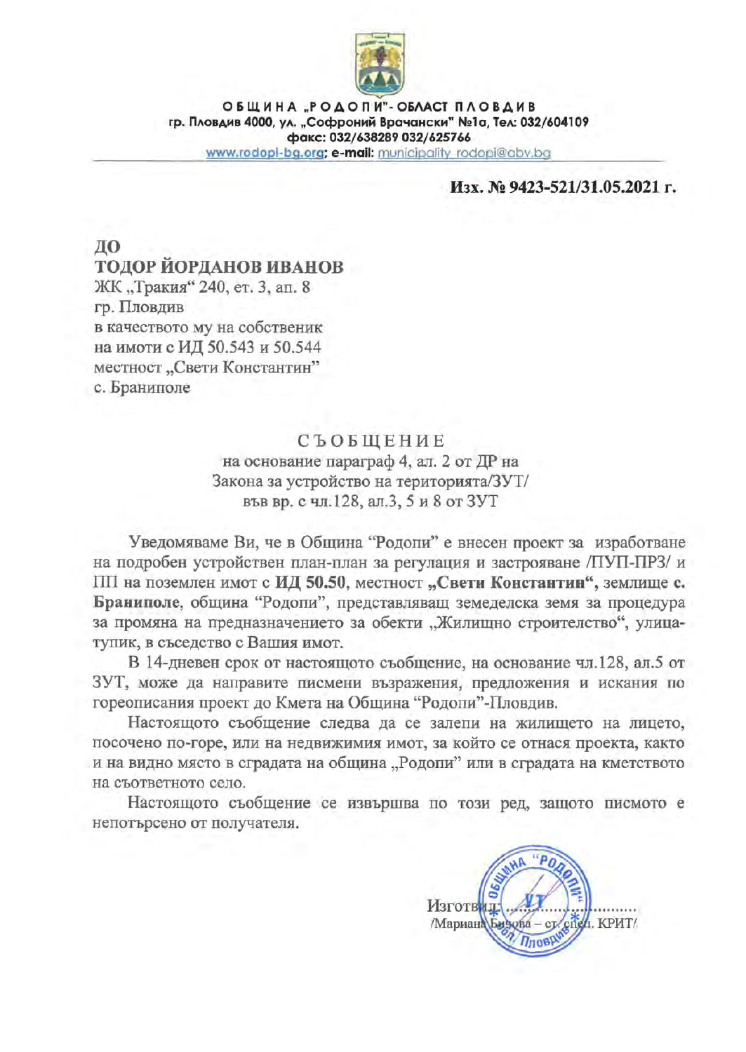**ОБЩИНА „РОДОПИ"- ОБЛАСТ ПЛОВДИВ**
**гр. Пловдив 4000, ул. „Софроний Врачански" №1а, Тел: 032/604109**
**факс: 032/638289 032/625766**
www.rodopi-bg.org; **e-mail:** municipality_rodopi@abv.bg

**Изх. № 9423-521/31.05.2021 г.**

**ДО**
**ТОДОР ЙОРДАНОВ ИВАНОВ**
ЖК „Тракия" 240, ет. 3, ап. 8
гр. Пловдив
в качеството му на собственик
на имоти с ИД 50.543 и 50.544
местност „Свети Константин"
с. Браниполе

## СЪОБЩЕНИЕ

на основание параграф 4, ал. 2 от ДР на
Закона за устройство на територията/ЗУТ/
във вр. с чл.128, ал.3, 5 и 8 от ЗУТ

Уведомяваме Ви, че в Община "Родопи" е внесен проект за изработване на подробен устройствен план-план за регулация и застрояване /ПУП-ПРЗ/ и ПП на поземлен имот с **ИД 50.50**, местност **„Свети Константин"**, землище **с. Браниполе**, община "Родопи", представляващ земеделска земя за процедура за промяна на предназначението за обекти „Жилищно строителство", улица-тупик, в съседство с Вашия имот.

В 14-дневен срок от настоящото съобщение, на основание чл.128, ал.5 от ЗУТ, може да направите писмени възражения, предложения и искания по гореописания проект до Кмета на Община "Родопи"-Пловдив.

Настоящото съобщение следва да се залепи на жилището на лицето, посочено по-горе, или на недвижимия имот, за който се отнася проекта, както и на видно място в сградата на община „Родопи" или в сградата на кметството на съответното село.

Настоящото съобщение се извършва по този ред, защото писмото е непотърсено от получателя.

Изготвил: ..........................
/Мариана Бизова – ст. спец. КРИТ/